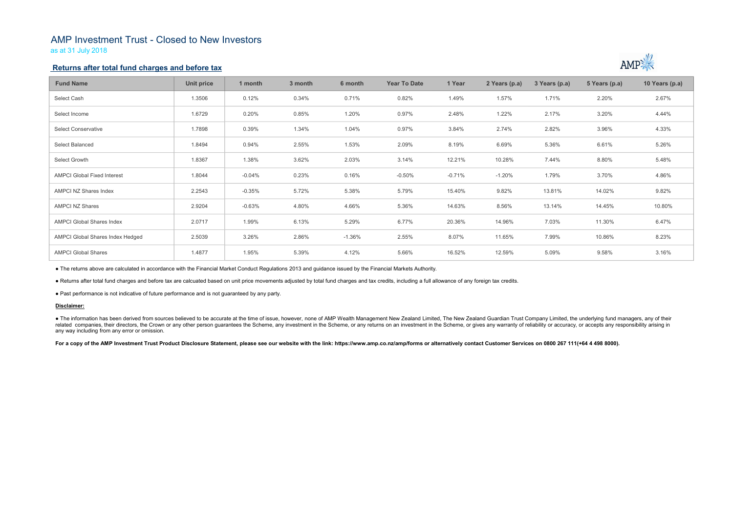# AMP Investment Trust - Closed to New Investors

as at 31 July 2018

## Returns after total fund charges and before tax

| Fund Name | Unit price | 1 month | 3 month | 6 month | Year To Date | 1 Year | 2 Years (p.a) | 3 Years (p.a) | 5 Years (p.a) | 10 Years (p.a) |
|---|---|---|---|---|---|---|---|---|---|---|
| Select Cash | 1.3506 | 0.12% | 0.34% | 0.71% | 0.82% | 1.49% | 1.57% | 1.71% | 2.20% | 2.67% |
| Select Income | 1.6729 | 0.20% | 0.85% | 1.20% | 0.97% | 2.48% | 1.22% | 2.17% | 3.20% | 4.44% |
| Select Conservative | 1.7898 | 0.39% | 1.34% | 1.04% | 0.97% | 3.84% | 2.74% | 2.82% | 3.96% | 4.33% |
| Select Balanced | 1.8494 | 0.94% | 2.55% | 1.53% | 2.09% | 8.19% | 6.69% | 5.36% | 6.61% | 5.26% |
| Select Growth | 1.8367 | 1.38% | 3.62% | 2.03% | 3.14% | 12.21% | 10.28% | 7.44% | 8.80% | 5.48% |
| AMPCI Global Fixed Interest | 1.8044 | -0.04% | 0.23% | 0.16% | -0.50% | -0.71% | -1.20% | 1.79% | 3.70% | 4.86% |
| AMPCI NZ Shares Index | 2.2543 | -0.35% | 5.72% | 5.38% | 5.79% | 15.40% | 9.82% | 13.81% | 14.02% | 9.82% |
| AMPCI NZ Shares | 2.9204 | -0.63% | 4.80% | 4.66% | 5.36% | 14.63% | 8.56% | 13.14% | 14.45% | 10.80% |
| AMPCI Global Shares Index | 2.0717 | 1.99% | 6.13% | 5.29% | 6.77% | 20.36% | 14.96% | 7.03% | 11.30% | 6.47% |
| AMPCI Global Shares Index Hedged | 2.5039 | 3.26% | 2.86% | -1.36% | 2.55% | 8.07% | 11.65% | 7.99% | 10.86% | 8.23% |
| AMPCI Global Shares | 1.4877 | 1.95% | 5.39% | 4.12% | 5.66% | 16.52% | 12.59% | 5.09% | 9.58% | 3.16% |

● The returns above are calculated in accordance with the Financial Market Conduct Regulations 2013 and guidance issued by the Financial Markets Authority.

● Returns after total fund charges and before tax are calcuated based on unit price movements adjusted by total fund charges and tax credits, including a full allowance of any foreign tax credits.

● Past performance is not indicative of future performance and is not guaranteed by any party.

**Disclaimer:**

● The information has been derived from sources believed to be accurate at the time of issue, however, none of AMP Wealth Management New Zealand Limited, The New Zealand Guardian Trust Company Limited, the underlying fund managers, any of their related companies, their directors, the Crown or any other person guarantees the Scheme, any investment in the Scheme, or any returns on an investment in the Scheme, or gives any warranty of reliability or accuracy, or accepts any responsibility arising in any way including from any error or omission.

**For a copy of the AMP Investment Trust Product Disclosure Statement, please see our website with the link: https://www.amp.co.nz/amp/forms or alternatively contact Customer Services on 0800 267 111(+64 4 498 8000).**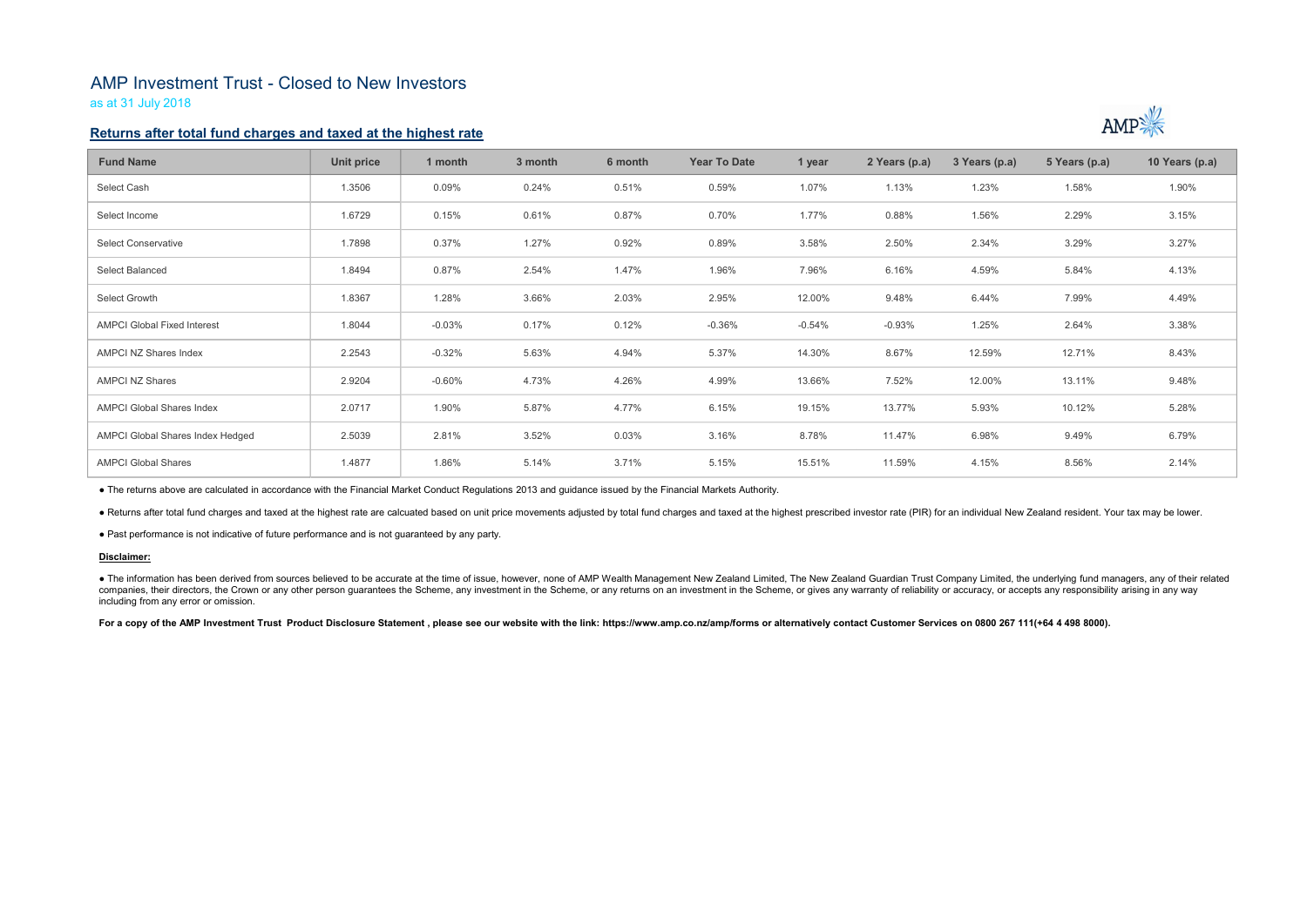# AMP Investment Trust - Closed to New Investors

as at 31 July 2018

## Returns after total fund charges and taxed at the highest rate

| Fund Name | Unit price | 1 month | 3 month | 6 month | Year To Date | 1 year | 2 Years (p.a) | 3 Years (p.a) | 5 Years (p.a) | 10 Years (p.a) |
|---|---|---|---|---|---|---|---|---|---|---|
| Select Cash | 1.3506 | 0.09% | 0.24% | 0.51% | 0.59% | 1.07% | 1.13% | 1.23% | 1.58% | 1.90% |
| Select Income | 1.6729 | 0.15% | 0.61% | 0.87% | 0.70% | 1.77% | 0.88% | 1.56% | 2.29% | 3.15% |
| Select Conservative | 1.7898 | 0.37% | 1.27% | 0.92% | 0.89% | 3.58% | 2.50% | 2.34% | 3.29% | 3.27% |
| Select Balanced | 1.8494 | 0.87% | 2.54% | 1.47% | 1.96% | 7.96% | 6.16% | 4.59% | 5.84% | 4.13% |
| Select Growth | 1.8367 | 1.28% | 3.66% | 2.03% | 2.95% | 12.00% | 9.48% | 6.44% | 7.99% | 4.49% |
| AMPCI Global Fixed Interest | 1.8044 | -0.03% | 0.17% | 0.12% | -0.36% | -0.54% | -0.93% | 1.25% | 2.64% | 3.38% |
| AMPCI NZ Shares Index | 2.2543 | -0.32% | 5.63% | 4.94% | 5.37% | 14.30% | 8.67% | 12.59% | 12.71% | 8.43% |
| AMPCI NZ Shares | 2.9204 | -0.60% | 4.73% | 4.26% | 4.99% | 13.66% | 7.52% | 12.00% | 13.11% | 9.48% |
| AMPCI Global Shares Index | 2.0717 | 1.90% | 5.87% | 4.77% | 6.15% | 19.15% | 13.77% | 5.93% | 10.12% | 5.28% |
| AMPCI Global Shares Index Hedged | 2.5039 | 2.81% | 3.52% | 0.03% | 3.16% | 8.78% | 11.47% | 6.98% | 9.49% | 6.79% |
| AMPCI Global Shares | 1.4877 | 1.86% | 5.14% | 3.71% | 5.15% | 15.51% | 11.59% | 4.15% | 8.56% | 2.14% |

● The returns above are calculated in accordance with the Financial Market Conduct Regulations 2013 and guidance issued by the Financial Markets Authority.

● Returns after total fund charges and taxed at the highest rate are calcuated based on unit price movements adjusted by total fund charges and taxed at the highest prescribed investor rate (PIR) for an individual New Zealand resident. Your tax may be lower.

● Past performance is not indicative of future performance and is not guaranteed by any party.

**Disclaimer:**

● The information has been derived from sources believed to be accurate at the time of issue, however, none of AMP Wealth Management New Zealand Limited, The New Zealand Guardian Trust Company Limited, the underlying fund managers, any of their related companies, their directors, the Crown or any other person guarantees the Scheme, any investment in the Scheme, or any returns on an investment in the Scheme, or gives any warranty of reliability or accuracy, or accepts any responsibility arising in any way including from any error or omission.

**For a copy of the AMP Investment Trust Product Disclosure Statement , please see our website with the link: https://www.amp.co.nz/amp/forms or alternatively contact Customer Services on 0800 267 111(+64 4 498 8000).**